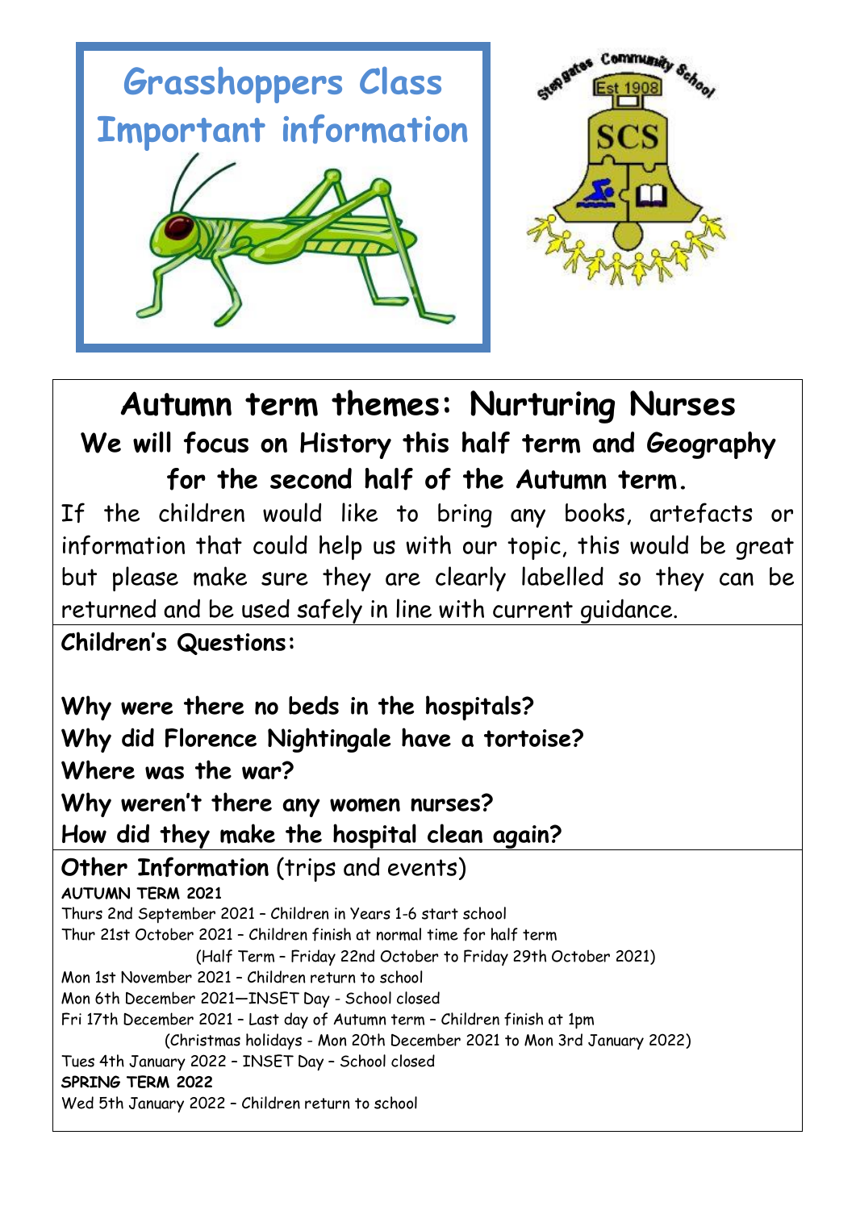# Grasshoppers Class Important information

## Autumn term themes: Nurturing Nurses

### We will focus on History this half term and Geography for the second half of the Autumn term.

If the children would like to bring any books, artefacts or information that could help us with our topic, this would be great but please make sure they are clearly labelled so they can be returned and be used safely in line with current guidance.

**Children's Questions:**

**Why were there no beds in the hospitals?**
**Why did Florence Nightingale have a tortoise?**
**Where was the war?**
**Why weren't there any women nurses?**
**How did they make the hospital clean again?**

**Other Information** (trips and events)

**AUTUMN TERM 2021**

Thurs 2nd September 2021 – Children in Years 1-6 start school
Thur 21st October 2021 – Children finish at normal time for half term
(Half Term – Friday 22nd October to Friday 29th October 2021)
Mon 1st November 2021 – Children return to school
Mon 6th December 2021—INSET Day - School closed
Fri 17th December 2021 – Last day of Autumn term – Children finish at 1pm
(Christmas holidays - Mon 20th December 2021 to Mon 3rd January 2022)
Tues 4th January 2022 – INSET Day – School closed

**SPRING TERM 2022**

Wed 5th January 2022 – Children return to school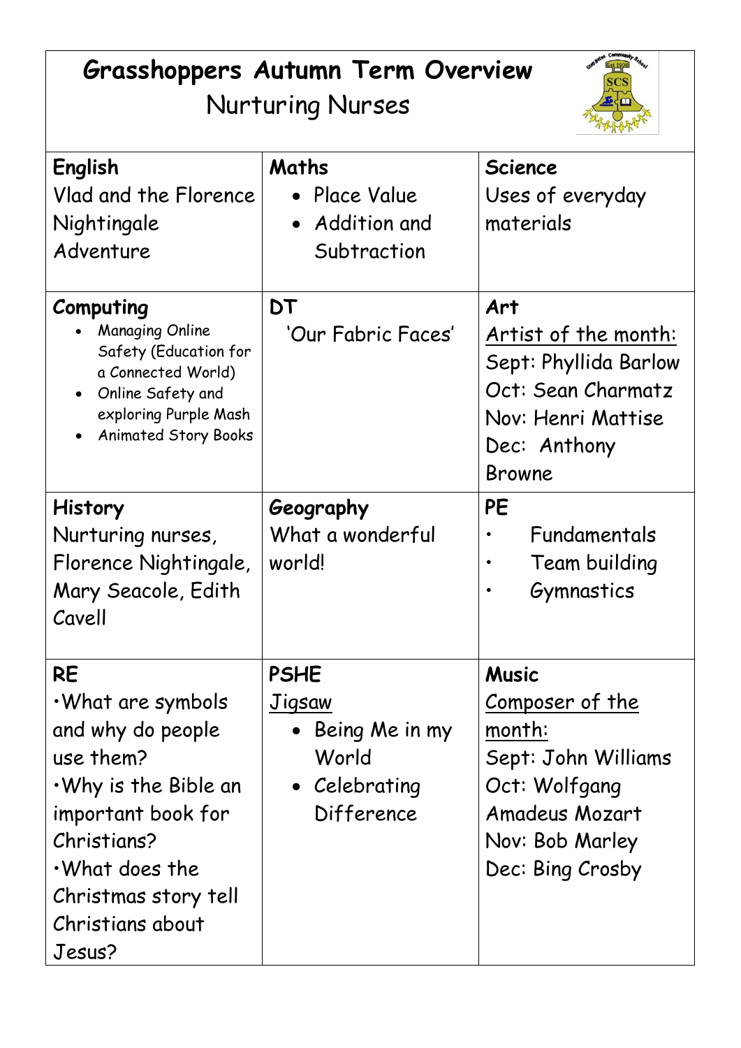# Grasshoppers Autumn Term Overview

## Nurturing Nurses

| **English** | **Maths** | **Science** |
|---|---|---|
| Vlad and the Florence Nightingale Adventure | • Place Value<br>• Addition and Subtraction | Uses of everyday materials |
| **Computing**<br>• Managing Online Safety (Education for a Connected World)<br>• Online Safety and exploring Purple Mash<br>• Animated Story Books | **DT**<br>'Our Fabric Faces' | **Art**<br>Artist of the month:<br>Sept: Phyllida Barlow<br>Oct: Sean Charmatz<br>Nov: Henri Mattise<br>Dec: Anthony Browne |
| **History**<br>Nurturing nurses, Florence Nightingale, Mary Seacole, Edith Cavell | **Geography**<br>What a wonderful world! | **PE**<br>• Fundamentals<br>• Team building<br>• Gymnastics |
| **RE**<br>•What are symbols and why do people use them?<br>•Why is the Bible an important book for Christians?<br>•What does the Christmas story tell Christians about Jesus? | **PSHE**<br>Jigsaw<br>• Being Me in my World<br>• Celebrating Difference | **Music**<br>Composer of the month:<br>Sept: John Williams<br>Oct: Wolfgang Amadeus Mozart<br>Nov: Bob Marley<br>Dec: Bing Crosby |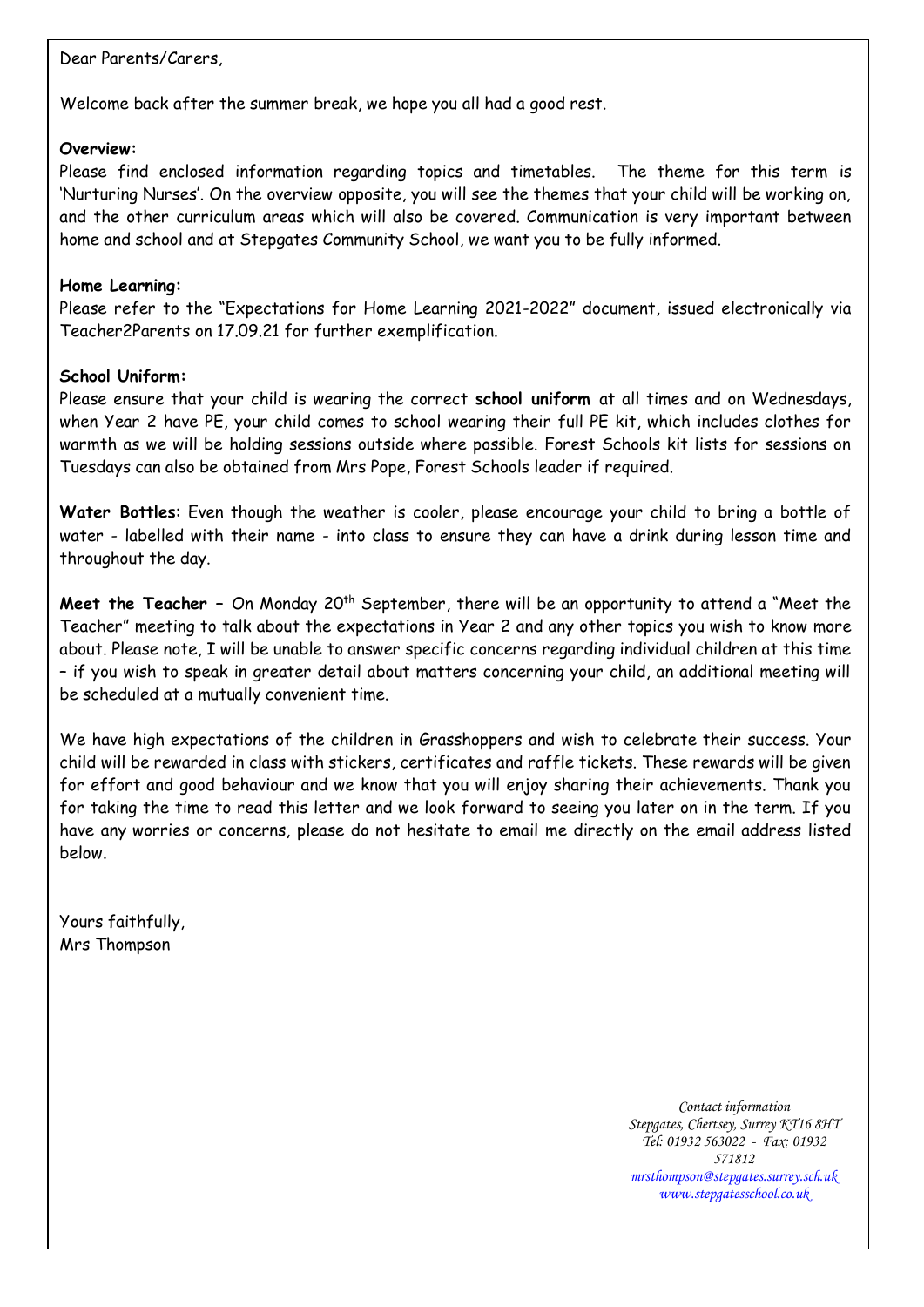Dear Parents/Carers,

Welcome back after the summer break, we hope you all had a good rest.

**Overview:**
Please find enclosed information regarding topics and timetables. The theme for this term is 'Nurturing Nurses'. On the overview opposite, you will see the themes that your child will be working on, and the other curriculum areas which will also be covered. Communication is very important between home and school and at Stepgates Community School, we want you to be fully informed.

**Home Learning:**
Please refer to the "Expectations for Home Learning 2021-2022" document, issued electronically via Teacher2Parents on 17.09.21 for further exemplification.

**School Uniform:**
Please ensure that your child is wearing the correct **school uniform** at all times and on Wednesdays, when Year 2 have PE, your child comes to school wearing their full PE kit, which includes clothes for warmth as we will be holding sessions outside where possible. Forest Schools kit lists for sessions on Tuesdays can also be obtained from Mrs Pope, Forest Schools leader if required.

**Water Bottles**: Even though the weather is cooler, please encourage your child to bring a bottle of water - labelled with their name - into class to ensure they can have a drink during lesson time and throughout the day.

**Meet the Teacher –** On Monday 20th September, there will be an opportunity to attend a "Meet the Teacher" meeting to talk about the expectations in Year 2 and any other topics you wish to know more about. Please note, I will be unable to answer specific concerns regarding individual children at this time – if you wish to speak in greater detail about matters concerning your child, an additional meeting will be scheduled at a mutually convenient time.

We have high expectations of the children in Grasshoppers and wish to celebrate their success. Your child will be rewarded in class with stickers, certificates and raffle tickets. These rewards will be given for effort and good behaviour and we know that you will enjoy sharing their achievements. Thank you for taking the time to read this letter and we look forward to seeing you later on in the term. If you have any worries or concerns, please do not hesitate to email me directly on the email address listed below.

Yours faithfully,
Mrs Thompson

*Contact information*
*Stepgates, Chertsey, Surrey KT16 8HT*
*Tel: 01932 563022 - Fax: 01932 571812*
*mrsthompson@stepgates.surrey.sch.uk*
*www.stepgatesschool.co.uk*